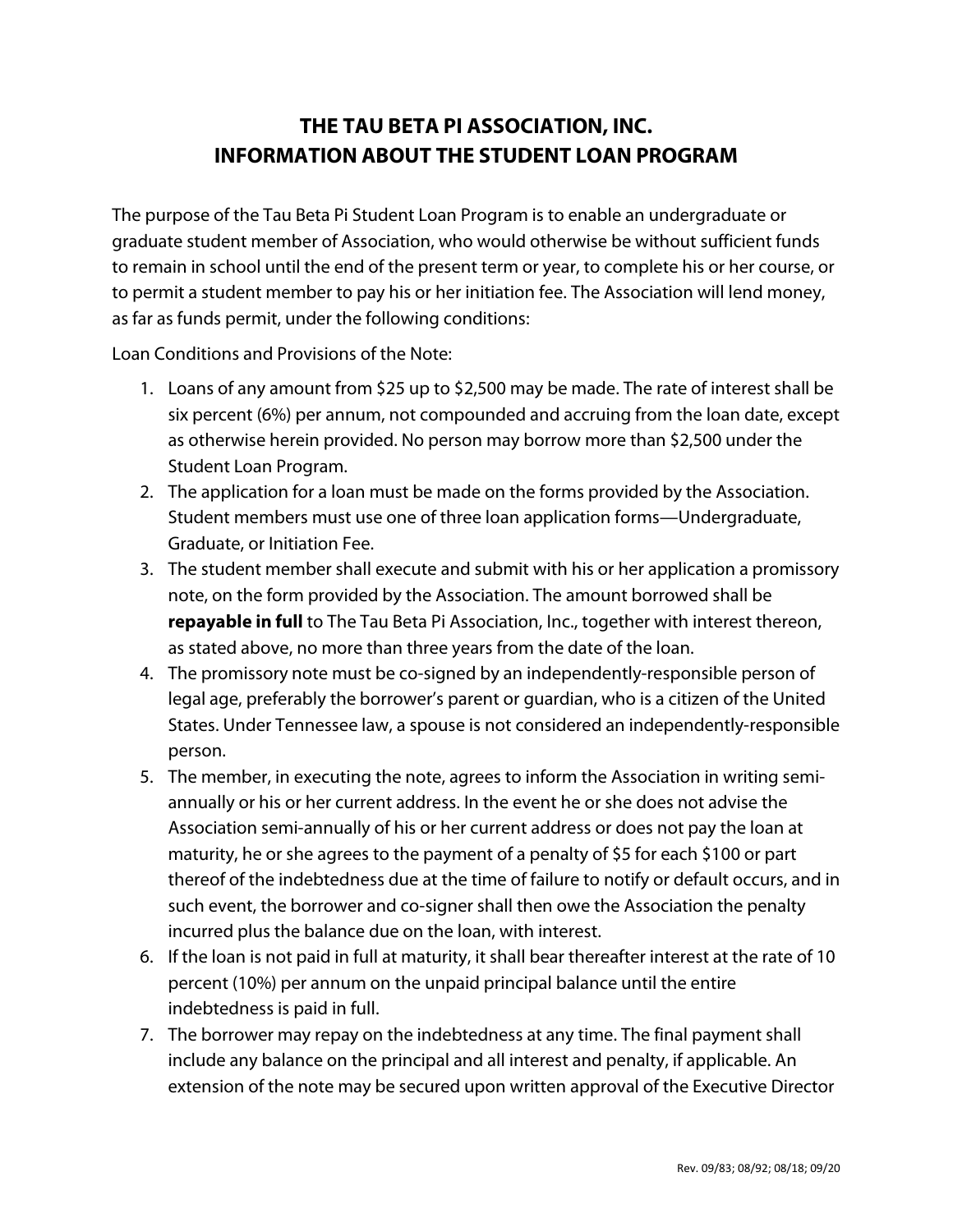# THE TAU BETA PI ASSOCIATION, INC.
# INFORMATION ABOUT THE STUDENT LOAN PROGRAM

The purpose of the Tau Beta Pi Student Loan Program is to enable an undergraduate or graduate student member of Association, who would otherwise be without sufficient funds to remain in school until the end of the present term or year, to complete his or her course, or to permit a student member to pay his or her initiation fee. The Association will lend money, as far as funds permit, under the following conditions:

Loan Conditions and Provisions of the Note:

1. Loans of any amount from $25 up to $2,500 may be made. The rate of interest shall be six percent (6%) per annum, not compounded and accruing from the loan date, except as otherwise herein provided. No person may borrow more than $2,500 under the Student Loan Program.
2. The application for a loan must be made on the forms provided by the Association. Student members must use one of three loan application forms—Undergraduate, Graduate, or Initiation Fee.
3. The student member shall execute and submit with his or her application a promissory note, on the form provided by the Association. The amount borrowed shall be **repayable in full** to The Tau Beta Pi Association, Inc., together with interest thereon, as stated above, no more than three years from the date of the loan.
4. The promissory note must be co-signed by an independently-responsible person of legal age, preferably the borrower's parent or guardian, who is a citizen of the United States. Under Tennessee law, a spouse is not considered an independently-responsible person.
5. The member, in executing the note, agrees to inform the Association in writing semi-annually or his or her current address. In the event he or she does not advise the Association semi-annually of his or her current address or does not pay the loan at maturity, he or she agrees to the payment of a penalty of $5 for each $100 or part thereof of the indebtedness due at the time of failure to notify or default occurs, and in such event, the borrower and co-signer shall then owe the Association the penalty incurred plus the balance due on the loan, with interest.
6. If the loan is not paid in full at maturity, it shall bear thereafter interest at the rate of 10 percent (10%) per annum on the unpaid principal balance until the entire indebtedness is paid in full.
7. The borrower may repay on the indebtedness at any time. The final payment shall include any balance on the principal and all interest and penalty, if applicable. An extension of the note may be secured upon written approval of the Executive Director

Rev. 09/83; 08/92; 08/18; 09/20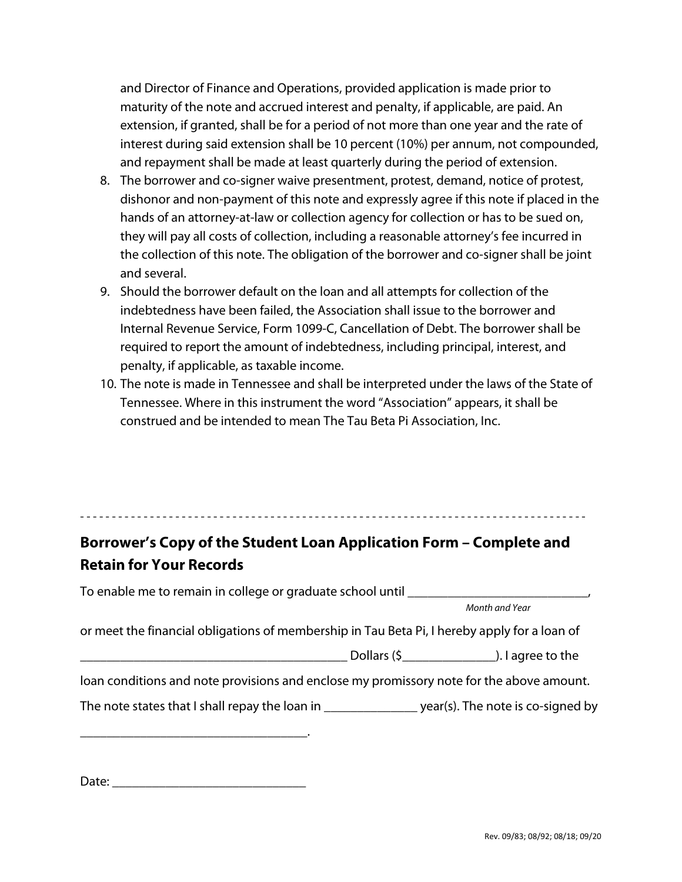and Director of Finance and Operations, provided application is made prior to maturity of the note and accrued interest and penalty, if applicable, are paid. An extension, if granted, shall be for a period of not more than one year and the rate of interest during said extension shall be 10 percent (10%) per annum, not compounded, and repayment shall be made at least quarterly during the period of extension.

8. The borrower and co-signer waive presentment, protest, demand, notice of protest, dishonor and non-payment of this note and expressly agree if this note if placed in the hands of an attorney-at-law or collection agency for collection or has to be sued on, they will pay all costs of collection, including a reasonable attorney's fee incurred in the collection of this note. The obligation of the borrower and co-signer shall be joint and several.
9. Should the borrower default on the loan and all attempts for collection of the indebtedness have been failed, the Association shall issue to the borrower and Internal Revenue Service, Form 1099-C, Cancellation of Debt. The borrower shall be required to report the amount of indebtedness, including principal, interest, and penalty, if applicable, as taxable income.
10. The note is made in Tennessee and shall be interpreted under the laws of the State of Tennessee. Where in this instrument the word "Association" appears, it shall be construed and be intended to mean The Tau Beta Pi Association, Inc.

- - - - - - - - - - - - - - - - - - - - - - - - - - - - - - - - - - - - - - - - - - - - - - - - - - - - - - - - - - - - - - - - - - - - - - - - - - -

## Borrower's Copy of the Student Loan Application Form – Complete and Retain for Your Records

To enable me to remain in college or graduate school until ____________________________,
*Month and Year*

or meet the financial obligations of membership in Tau Beta Pi, I hereby apply for a loan of

__________________________________________ Dollars ($_______________). I agree to the loan conditions and note provisions and enclose my promissory note for the above amount. The note states that I shall repay the loan in _______________ year(s). The note is co-signed by

____________________________________.

Date: ______________________________

Rev. 09/83; 08/92; 08/18; 09/20